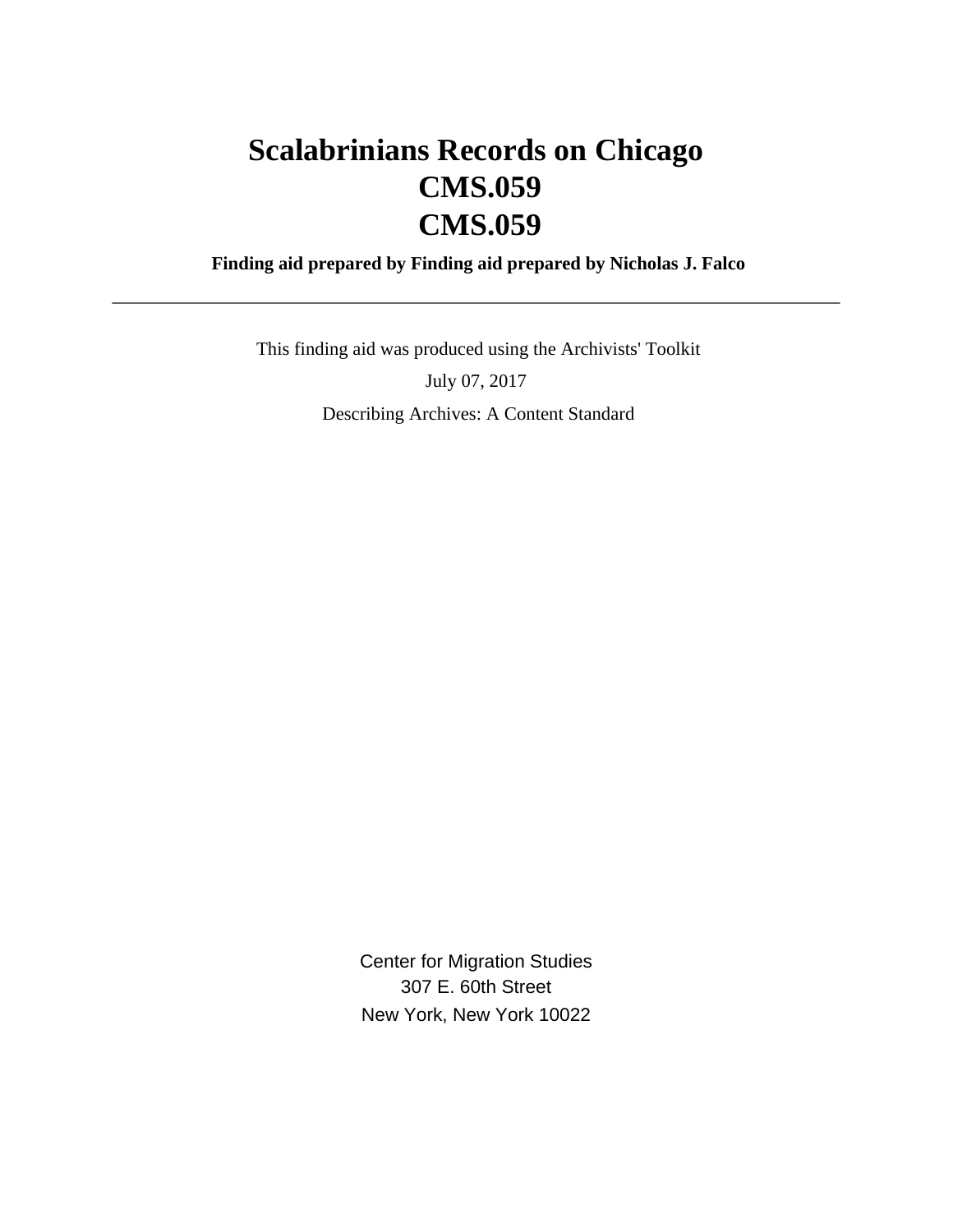# Scalabrinians Records on Chicago
# CMS.059
# CMS.059

**Finding aid prepared by Finding aid prepared by Nicholas J. Falco**

---

This finding aid was produced using the Archivists' Toolkit

July 07, 2017

Describing Archives: A Content Standard

Center for Migration Studies
307 E. 60th Street
New York, New York 10022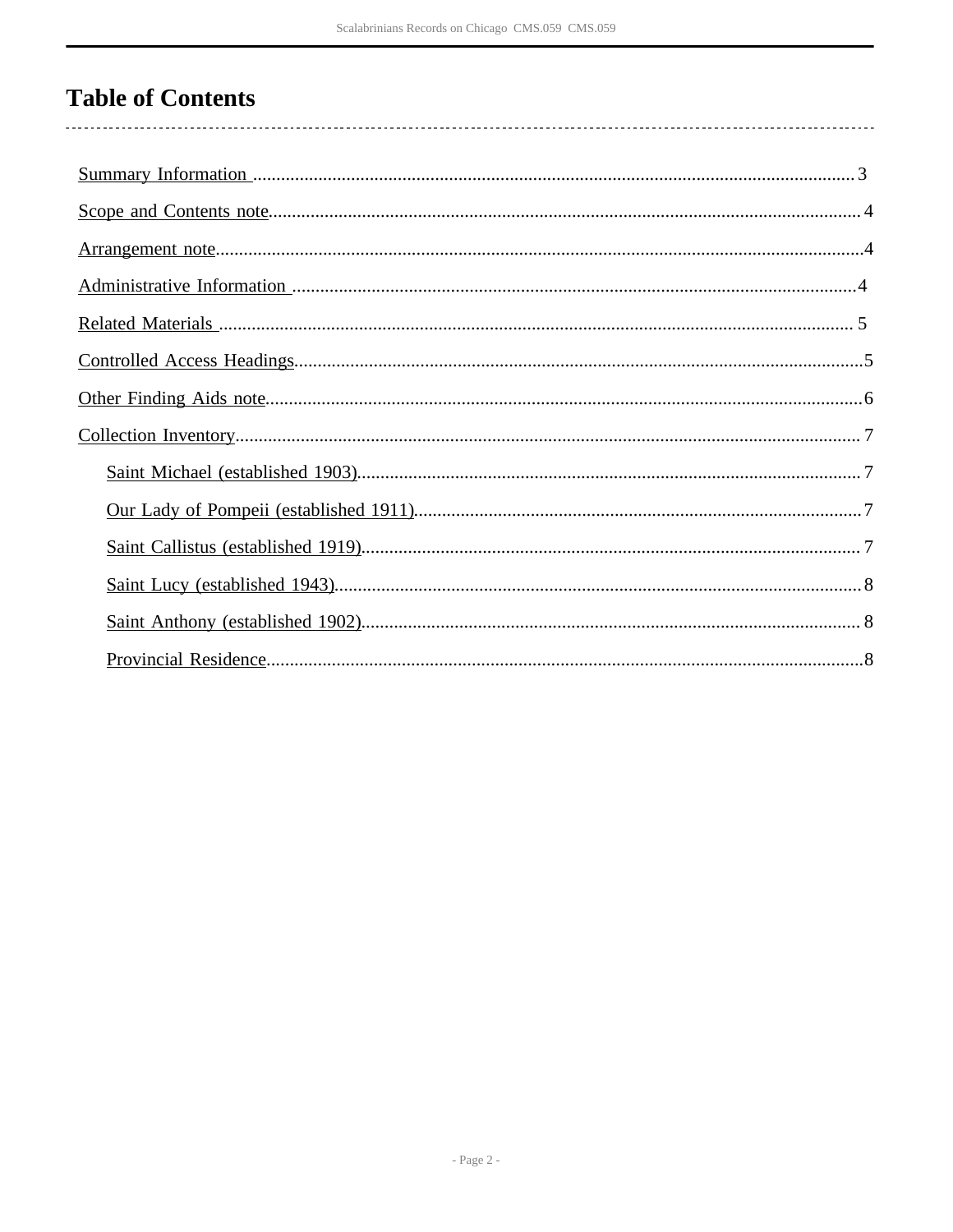# Table of Contents

- Summary Information ........................................................ 3
- Scope and Contents note ........................................................ 4
- Arrangement note ........................................................ 4
- Administrative Information ........................................................ 4
- Related Materials ........................................................ 5
- Controlled Access Headings ........................................................ 5
- Other Finding Aids note ........................................................ 6
- Collection Inventory ........................................................ 7
    - Saint Michael (established 1903) ........................................................ 7
    - Our Lady of Pompeii (established 1911) ........................................................ 7
    - Saint Callistus (established 1919) ........................................................ 7
    - Saint Lucy (established 1943) ........................................................ 8
    - Saint Anthony (established 1902) ........................................................ 8
    - Provincial Residence ........................................................ 8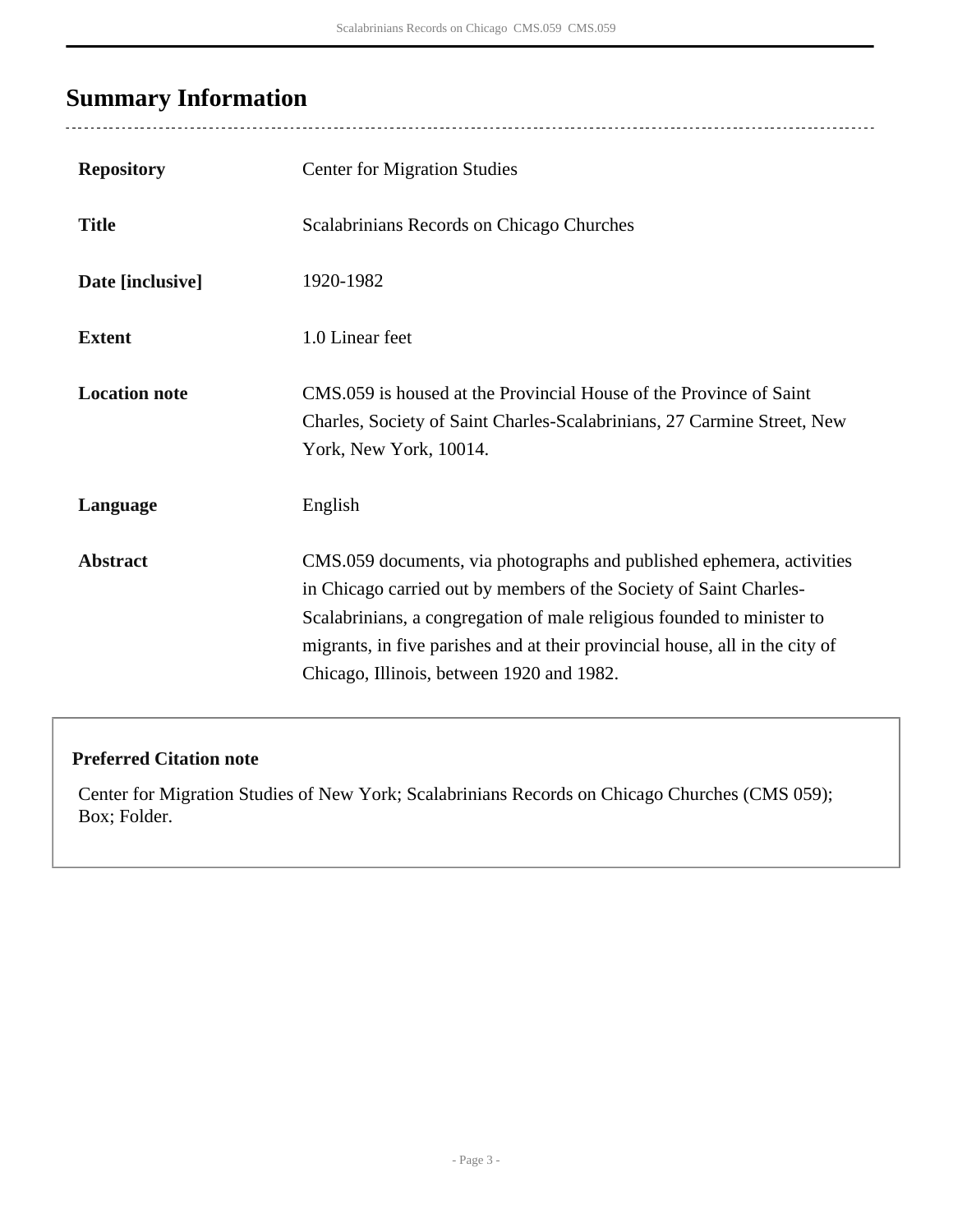## Summary Information

| | |
|---|---|
| **Repository** | Center for Migration Studies |
| **Title** | Scalabrinians Records on Chicago Churches |
| **Date [inclusive]** | 1920-1982 |
| **Extent** | 1.0 Linear feet |
| **Location note** | CMS.059 is housed at the Provincial House of the Province of Saint Charles, Society of Saint Charles-Scalabrinians, 27 Carmine Street, New York, New York, 10014. |
| **Language** | English |
| **Abstract** | CMS.059 documents, via photographs and published ephemera, activities in Chicago carried out by members of the Society of Saint Charles-Scalabrinians, a congregation of male religious founded to minister to migrants, in five parishes and at their provincial house, all in the city of Chicago, Illinois, between 1920 and 1982. |

**Preferred Citation note**

Center for Migration Studies of New York; Scalabrinians Records on Chicago Churches (CMS 059); Box; Folder.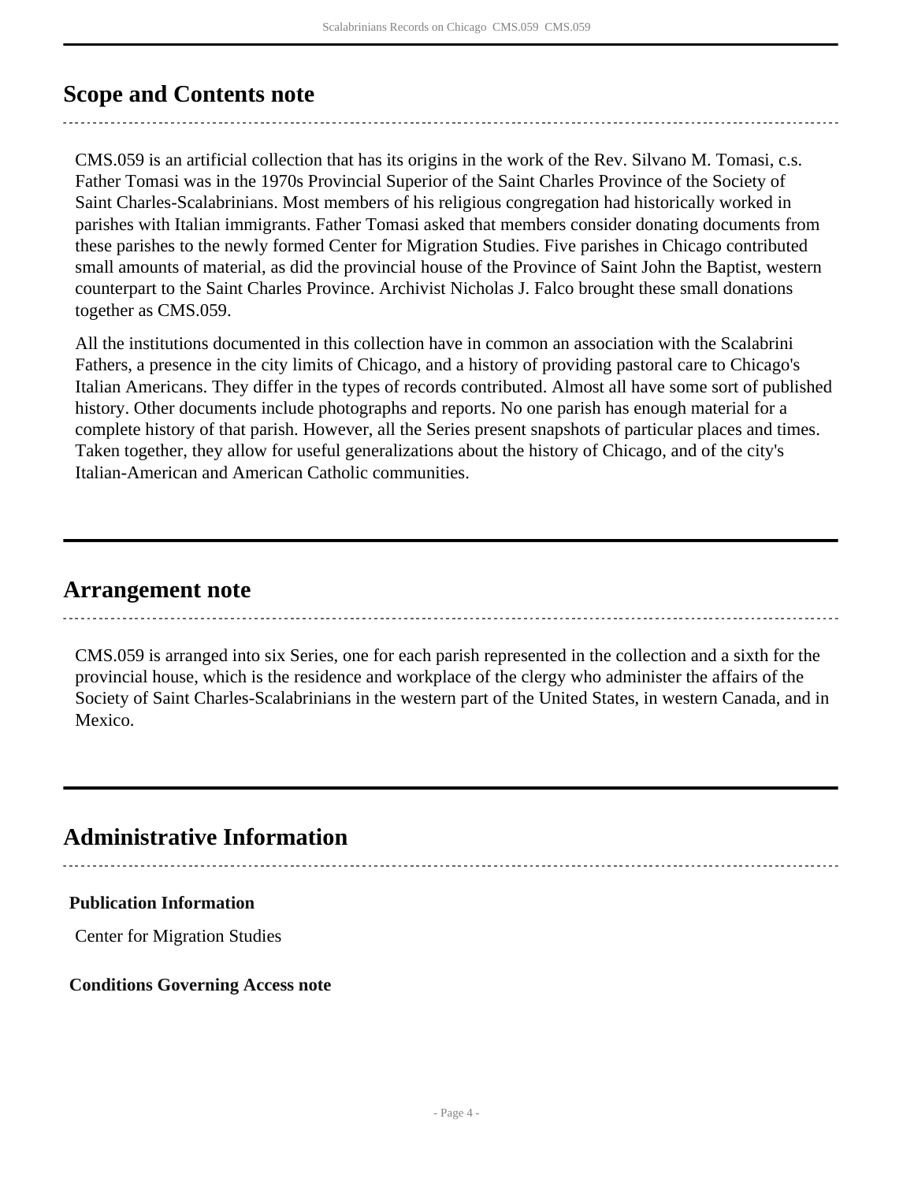## Scope and Contents note

CMS.059 is an artificial collection that has its origins in the work of the Rev. Silvano M. Tomasi, c.s. Father Tomasi was in the 1970s Provincial Superior of the Saint Charles Province of the Society of Saint Charles-Scalabrinians. Most members of his religious congregation had historically worked in parishes with Italian immigrants. Father Tomasi asked that members consider donating documents from these parishes to the newly formed Center for Migration Studies. Five parishes in Chicago contributed small amounts of material, as did the provincial house of the Province of Saint John the Baptist, western counterpart to the Saint Charles Province. Archivist Nicholas J. Falco brought these small donations together as CMS.059.

All the institutions documented in this collection have in common an association with the Scalabrini Fathers, a presence in the city limits of Chicago, and a history of providing pastoral care to Chicago's Italian Americans. They differ in the types of records contributed. Almost all have some sort of published history. Other documents include photographs and reports. No one parish has enough material for a complete history of that parish. However, all the Series present snapshots of particular places and times. Taken together, they allow for useful generalizations about the history of Chicago, and of the city's Italian-American and American Catholic communities.

## Arrangement note

CMS.059 is arranged into six Series, one for each parish represented in the collection and a sixth for the provincial house, which is the residence and workplace of the clergy who administer the affairs of the Society of Saint Charles-Scalabrinians in the western part of the United States, in western Canada, and in Mexico.

## Administrative Information

### Publication Information

Center for Migration Studies

### Conditions Governing Access note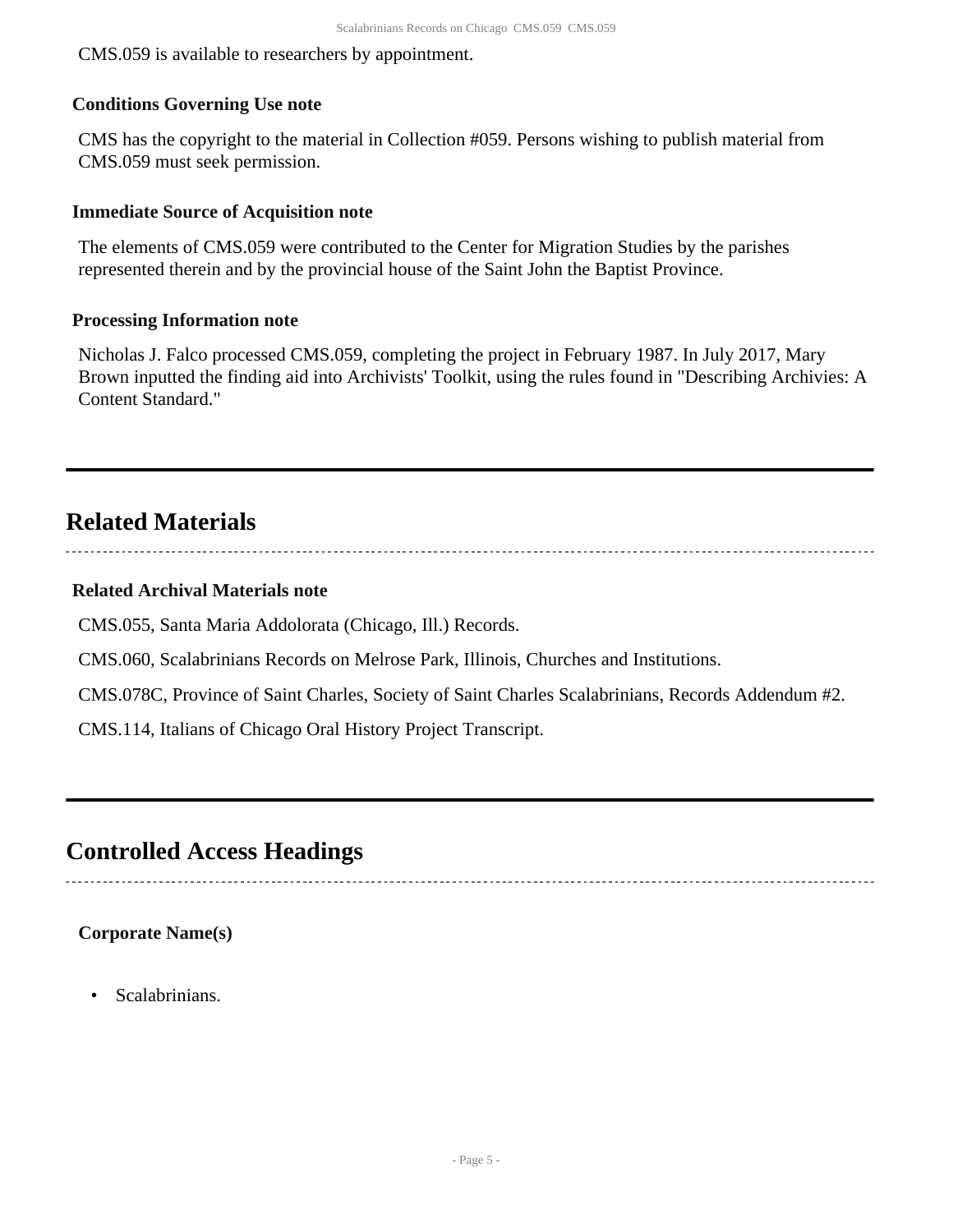CMS.059 is available to researchers by appointment.

### Conditions Governing Use note

CMS has the copyright to the material in Collection #059. Persons wishing to publish material from CMS.059 must seek permission.

### Immediate Source of Acquisition note

The elements of CMS.059 were contributed to the Center for Migration Studies by the parishes represented therein and by the provincial house of the Saint John the Baptist Province.

### Processing Information note

Nicholas J. Falco processed CMS.059, completing the project in February 1987. In July 2017, Mary Brown inputted the finding aid into Archivists' Toolkit, using the rules found in "Describing Archivies: A Content Standard."

## Related Materials

### Related Archival Materials note

CMS.055, Santa Maria Addolorata (Chicago, Ill.) Records.

CMS.060, Scalabrinians Records on Melrose Park, Illinois, Churches and Institutions.

CMS.078C, Province of Saint Charles, Society of Saint Charles Scalabrinians, Records Addendum #2.

CMS.114, Italians of Chicago Oral History Project Transcript.

## Controlled Access Headings

### Corporate Name(s)

- Scalabrinians.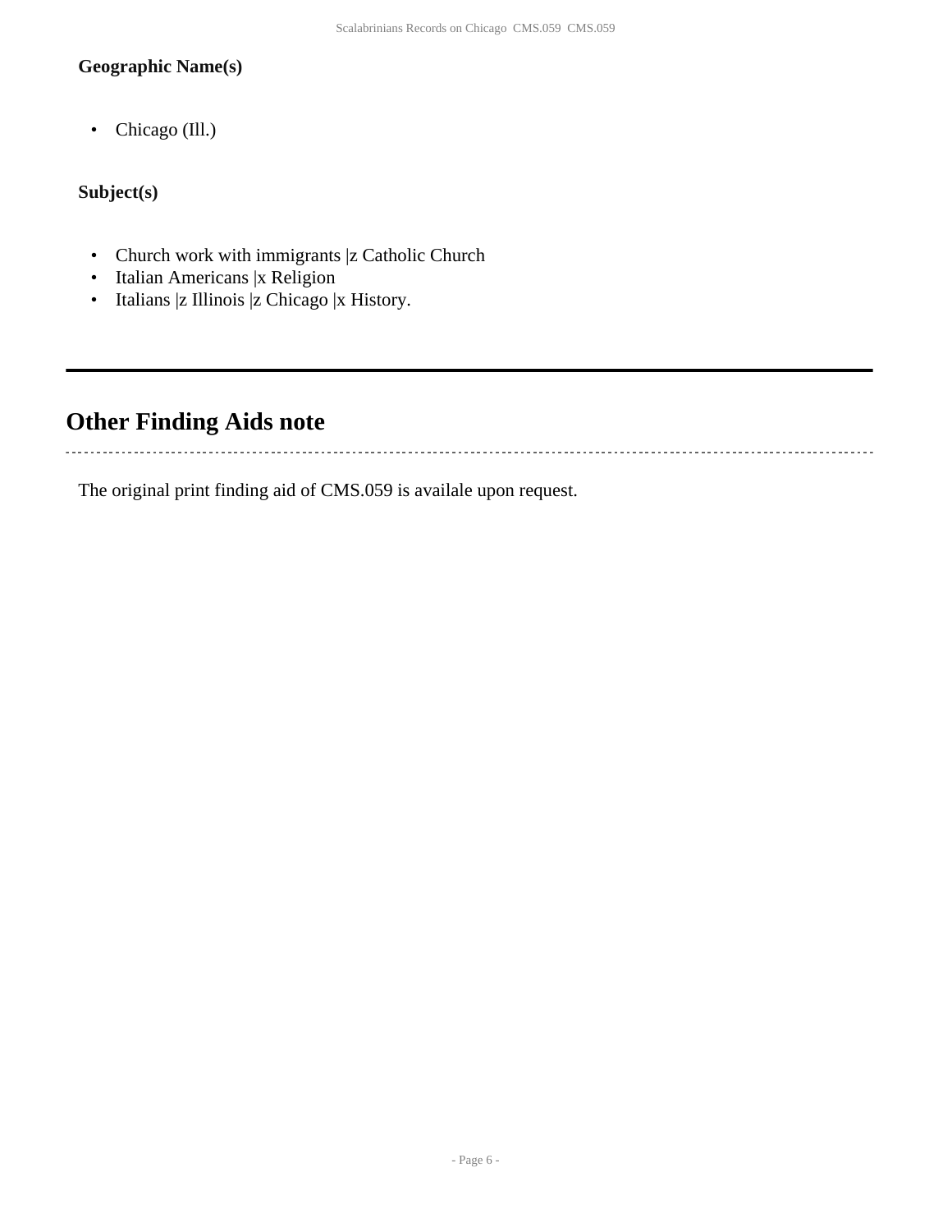**Geographic Name(s)**

- Chicago (Ill.)

**Subject(s)**

- Church work with immigrants |z Catholic Church
- Italian Americans |x Religion
- Italians |z Illinois |z Chicago |x History.

---

## Other Finding Aids note

The original print finding aid of CMS.059 is availale upon request.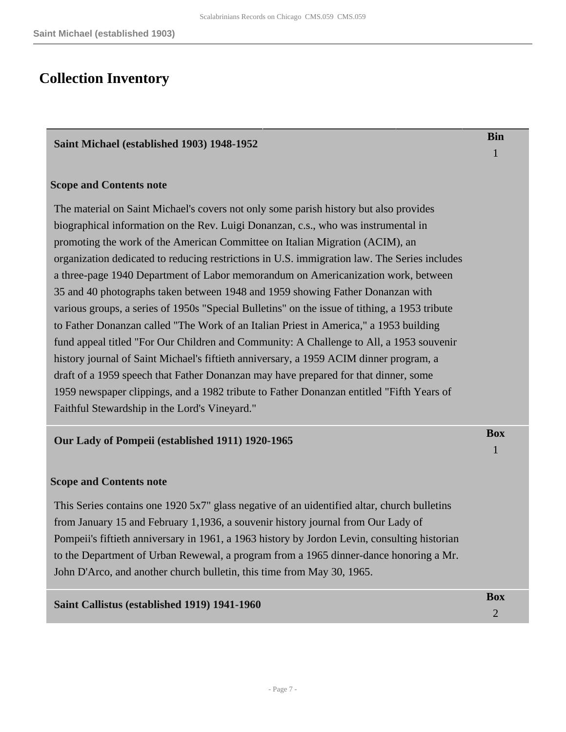## Collection Inventory

| Saint Michael (established 1903) 1948-1952 | Bin 1 |
|---|---|

**Scope and Contents note**

The material on Saint Michael's covers not only some parish history but also provides biographical information on the Rev. Luigi Donanzan, c.s., who was instrumental in promoting the work of the American Committee on Italian Migration (ACIM), an organization dedicated to reducing restrictions in U.S. immigration law. The Series includes a three-page 1940 Department of Labor memorandum on Americanization work, between 35 and 40 photographs taken between 1948 and 1959 showing Father Donanzan with various groups, a series of 1950s "Special Bulletins" on the issue of tithing, a 1953 tribute to Father Donanzan called "The Work of an Italian Priest in America," a 1953 building fund appeal titled "For Our Children and Community: A Challenge to All, a 1953 souvenir history journal of Saint Michael's fiftieth anniversary, a 1959 ACIM dinner program, a draft of a 1959 speech that Father Donanzan may have prepared for that dinner, some 1959 newspaper clippings, and a 1982 tribute to Father Donanzan entitled "Fifth Years of Faithful Stewardship in the Lord's Vineyard."

| Our Lady of Pompeii (established 1911) 1920-1965 | Box 1 |
|---|---|

**Scope and Contents note**

This Series contains one 1920 5x7" glass negative of an uidentified altar, church bulletins from January 15 and February 1,1936, a souvenir history journal from Our Lady of Pompeii's fiftieth anniversary in 1961, a 1963 history by Jordon Levin, consulting historian to the Department of Urban Rewewal, a program from a 1965 dinner-dance honoring a Mr. John D'Arco, and another church bulletin, this time from May 30, 1965.

| Saint Callistus (established 1919) 1941-1960 | Box 2 |
|---|---|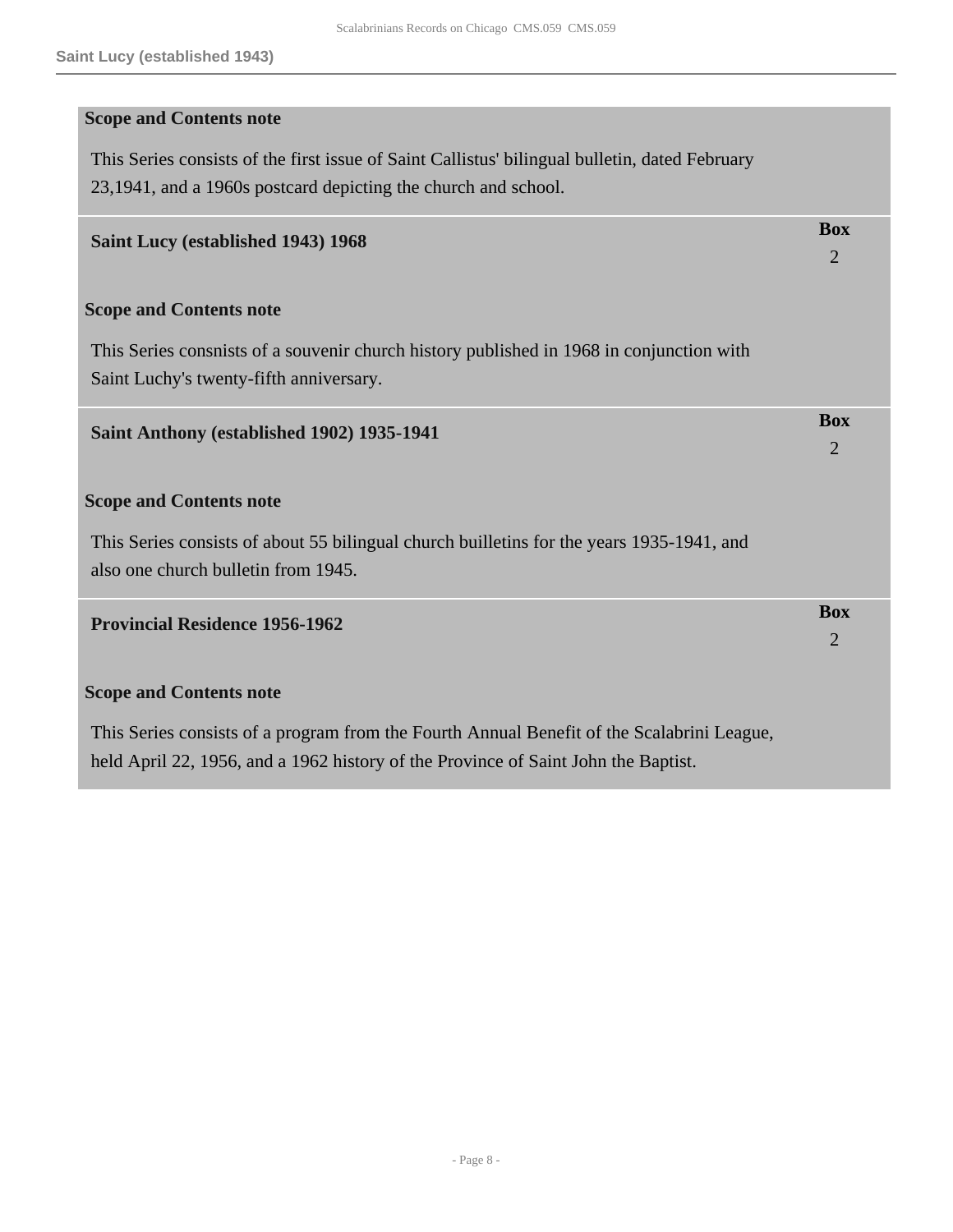**Scope and Contents note**

This Series consists of the first issue of Saint Callistus' bilingual bulletin, dated February 23,1941, and a 1960s postcard depicting the church and school.

**Saint Lucy (established 1943) 1968** — **Box** 2

**Scope and Contents note**

This Series consnists of a souvenir church history published in 1968 in conjunction with Saint Luchy's twenty-fifth anniversary.

**Saint Anthony (established 1902) 1935-1941** — **Box** 2

**Scope and Contents note**

This Series consists of about 55 bilingual church builletins for the years 1935-1941, and also one church bulletin from 1945.

**Provincial Residence 1956-1962** — **Box** 2

**Scope and Contents note**

This Series consists of a program from the Fourth Annual Benefit of the Scalabrini League, held April 22, 1956, and a 1962 history of the Province of Saint John the Baptist.